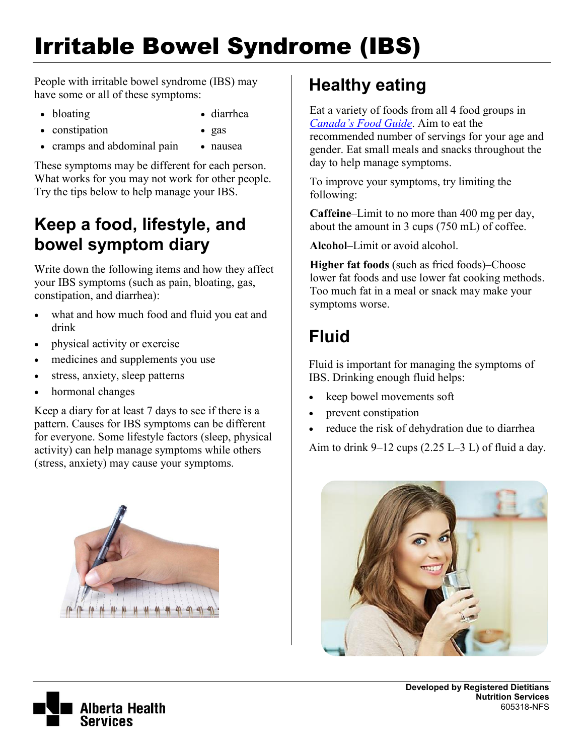# Irritable Bowel Syndrome (IBS)

People with irritable bowel syndrome (IBS) may have some or all of these symptoms:

- bloating
- constipation
- cramps and abdominal pain
- diarrhea
- gas
- nausea

These symptoms may be different for each person. What works for you may not work for other people. Try the tips below to help manage your IBS.

## Keep a food, lifestyle, and bowel symptom diary

Write down the following items and how they affect your IBS symptoms (such as pain, bloating, gas, constipation, and diarrhea):

- what and how much food and fluid you eat and drink
- physical activity or exercise
- medicines and supplements you use
- stress, anxiety, sleep patterns
- hormonal changes

Keep a diary for at least 7 days to see if there is a pattern. Causes for IBS symptoms can be different for everyone. Some lifestyle factors (sleep, physical activity) can help manage symptoms while others (stress, anxiety) may cause your symptoms.

## Healthy eating

Eat a variety of foods from all 4 food groups in *Canada's Food Guide*. Aim to eat the recommended number of servings for your age and gender. Eat small meals and snacks throughout the day to help manage symptoms.

To improve your symptoms, try limiting the following:

**Caffeine**–Limit to no more than 400 mg per day, about the amount in 3 cups (750 mL) of coffee.

**Alcohol**–Limit or avoid alcohol.

**Higher fat foods** (such as fried foods)–Choose lower fat foods and use lower fat cooking methods. Too much fat in a meal or snack may make your symptoms worse.

## Fluid

Fluid is important for managing the symptoms of IBS. Drinking enough fluid helps:

- keep bowel movements soft
- prevent constipation
- reduce the risk of dehydration due to diarrhea

Aim to drink 9–12 cups (2.25 L–3 L) of fluid a day.

**Developed by Registered Dietitians**
**Nutrition Services**
605318-NFS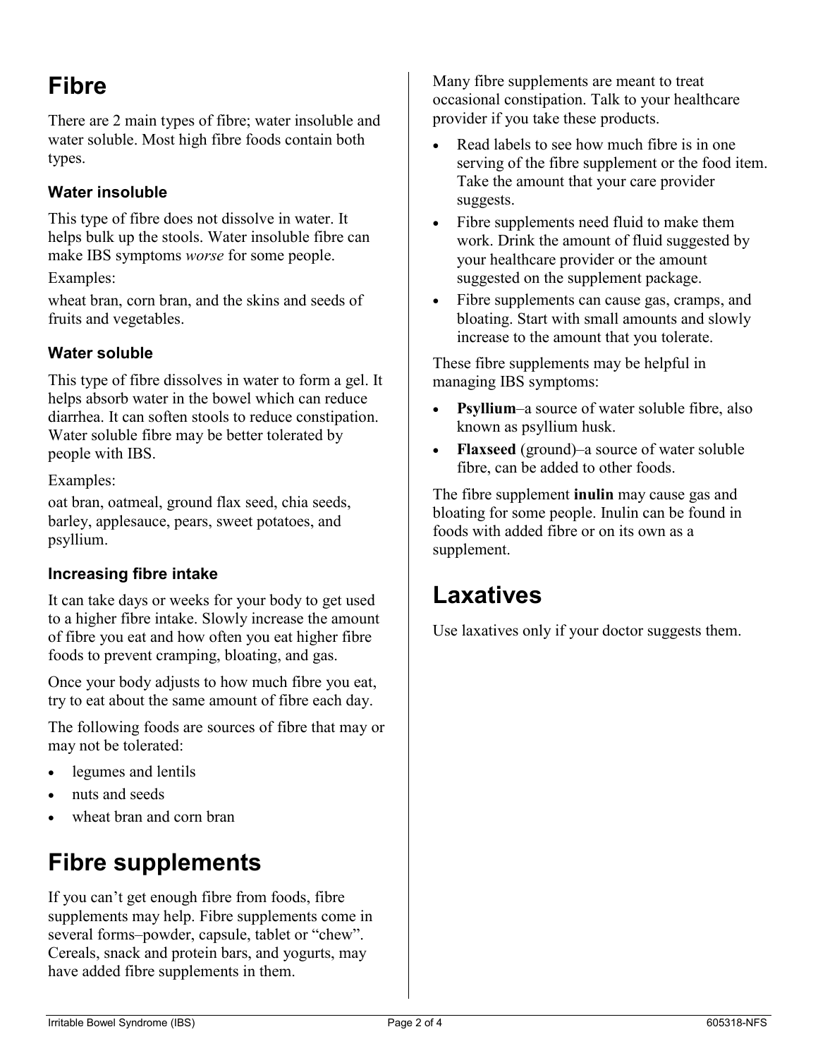# Fibre

There are 2 main types of fibre; water insoluble and water soluble. Most high fibre foods contain both types.

### Water insoluble

This type of fibre does not dissolve in water. It helps bulk up the stools. Water insoluble fibre can make IBS symptoms *worse* for some people.

Examples:

wheat bran, corn bran, and the skins and seeds of fruits and vegetables.

### Water soluble

This type of fibre dissolves in water to form a gel. It helps absorb water in the bowel which can reduce diarrhea. It can soften stools to reduce constipation. Water soluble fibre may be better tolerated by people with IBS.

Examples:

oat bran, oatmeal, ground flax seed, chia seeds, barley, applesauce, pears, sweet potatoes, and psyllium.

### Increasing fibre intake

It can take days or weeks for your body to get used to a higher fibre intake. Slowly increase the amount of fibre you eat and how often you eat higher fibre foods to prevent cramping, bloating, and gas.

Once your body adjusts to how much fibre you eat, try to eat about the same amount of fibre each day.

The following foods are sources of fibre that may or may not be tolerated:

- legumes and lentils
- nuts and seeds
- wheat bran and corn bran

# Fibre supplements

If you can't get enough fibre from foods, fibre supplements may help. Fibre supplements come in several forms–powder, capsule, tablet or "chew". Cereals, snack and protein bars, and yogurts, may have added fibre supplements in them.

Many fibre supplements are meant to treat occasional constipation. Talk to your healthcare provider if you take these products.

- Read labels to see how much fibre is in one serving of the fibre supplement or the food item. Take the amount that your care provider suggests.
- Fibre supplements need fluid to make them work. Drink the amount of fluid suggested by your healthcare provider or the amount suggested on the supplement package.
- Fibre supplements can cause gas, cramps, and bloating. Start with small amounts and slowly increase to the amount that you tolerate.

These fibre supplements may be helpful in managing IBS symptoms:

- **Psyllium**–a source of water soluble fibre, also known as psyllium husk.
- **Flaxseed** (ground)–a source of water soluble fibre, can be added to other foods.

The fibre supplement **inulin** may cause gas and bloating for some people. Inulin can be found in foods with added fibre or on its own as a supplement.

# Laxatives

Use laxatives only if your doctor suggests them.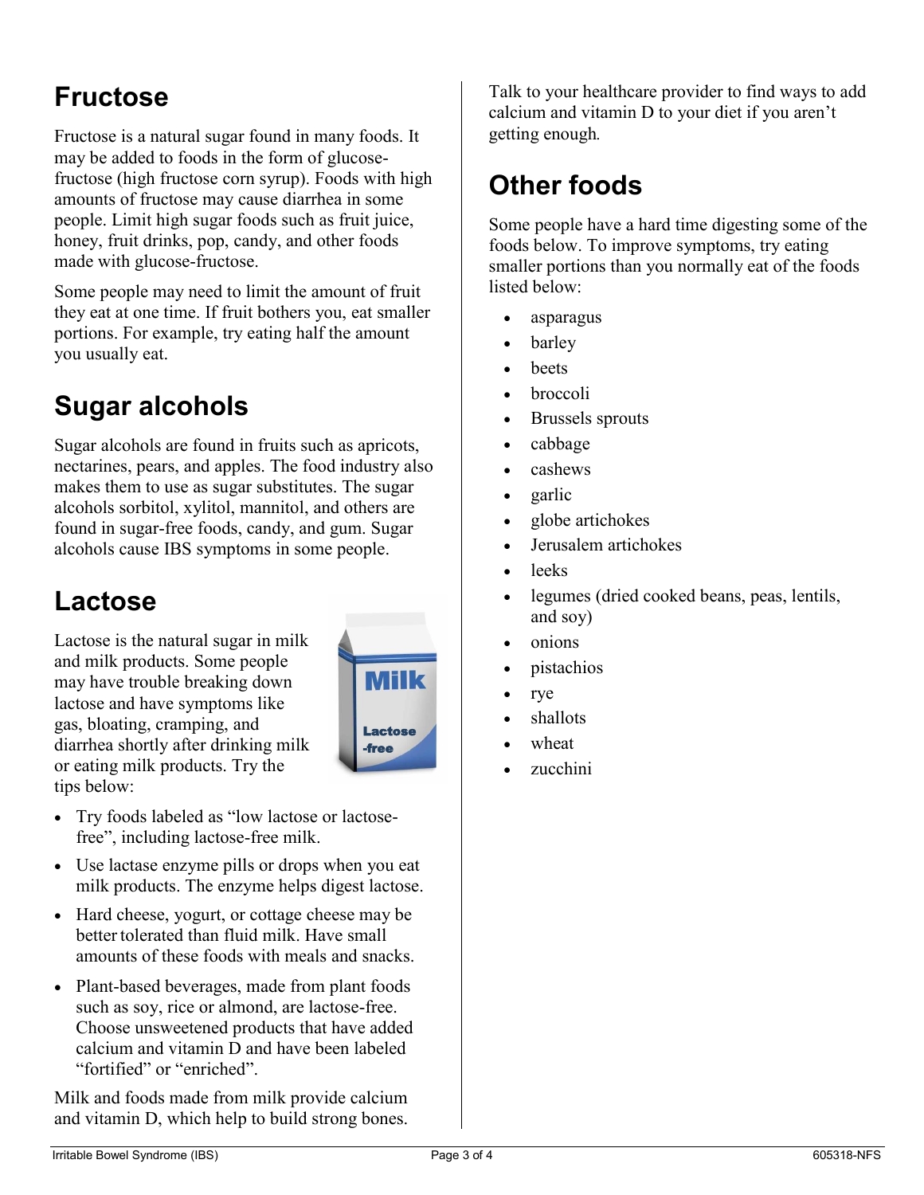## Fructose

Fructose is a natural sugar found in many foods. It may be added to foods in the form of glucose-fructose (high fructose corn syrup). Foods with high amounts of fructose may cause diarrhea in some people. Limit high sugar foods such as fruit juice, honey, fruit drinks, pop, candy, and other foods made with glucose-fructose.

Some people may need to limit the amount of fruit they eat at one time. If fruit bothers you, eat smaller portions. For example, try eating half the amount you usually eat.

## Sugar alcohols

Sugar alcohols are found in fruits such as apricots, nectarines, pears, and apples. The food industry also makes them to use as sugar substitutes. The sugar alcohols sorbitol, xylitol, mannitol, and others are found in sugar-free foods, candy, and gum. Sugar alcohols cause IBS symptoms in some people.

## Lactose

Lactose is the natural sugar in milk and milk products. Some people may have trouble breaking down lactose and have symptoms like gas, bloating, cramping, and diarrhea shortly after drinking milk or eating milk products. Try the tips below:

- Try foods labeled as "low lactose or lactose-free", including lactose-free milk.
- Use lactase enzyme pills or drops when you eat milk products. The enzyme helps digest lactose.
- Hard cheese, yogurt, or cottage cheese may be better tolerated than fluid milk. Have small amounts of these foods with meals and snacks.
- Plant-based beverages, made from plant foods such as soy, rice or almond, are lactose-free. Choose unsweetened products that have added calcium and vitamin D and have been labeled "fortified" or "enriched".

Milk and foods made from milk provide calcium and vitamin D, which help to build strong bones. Talk to your healthcare provider to find ways to add calcium and vitamin D to your diet if you aren't getting enough.

## Other foods

Some people have a hard time digesting some of the foods below. To improve symptoms, try eating smaller portions than you normally eat of the foods listed below:

- asparagus
- barley
- beets
- broccoli
- Brussels sprouts
- cabbage
- cashews
- garlic
- globe artichokes
- Jerusalem artichokes
- leeks
- legumes (dried cooked beans, peas, lentils, and soy)
- onions
- pistachios
- rye
- shallots
- wheat
- zucchini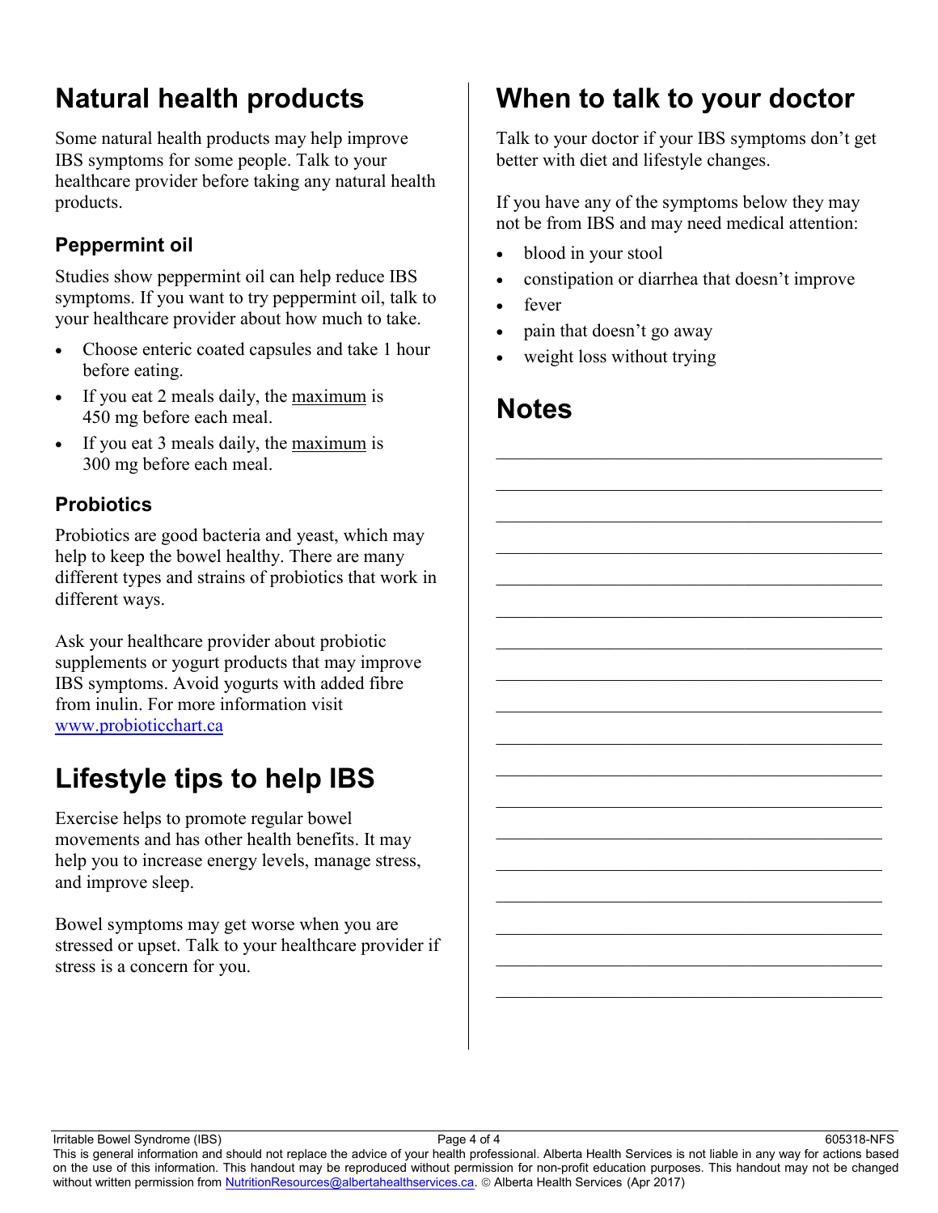# Natural health products

Some natural health products may help improve IBS symptoms for some people. Talk to your healthcare provider before taking any natural health products.

## Peppermint oil

Studies show peppermint oil can help reduce IBS symptoms. If you want to try peppermint oil, talk to your healthcare provider about how much to take.

- Choose enteric coated capsules and take 1 hour before eating.
- If you eat 2 meals daily, the <u>maximum</u> is 450 mg before each meal.
- If you eat 3 meals daily, the <u>maximum</u> is 300 mg before each meal.

## Probiotics

Probiotics are good bacteria and yeast, which may help to keep the bowel healthy. There are many different types and strains of probiotics that work in different ways.

Ask your healthcare provider about probiotic supplements or yogurt products that may improve IBS symptoms. Avoid yogurts with added fibre from inulin. For more information visit [www.probioticchart.ca](http://www.probioticchart.ca)

# Lifestyle tips to help IBS

Exercise helps to promote regular bowel movements and has other health benefits. It may help you to increase energy levels, manage stress, and improve sleep.

Bowel symptoms may get worse when you are stressed or upset. Talk to your healthcare provider if stress is a concern for you.

# When to talk to your doctor

Talk to your doctor if your IBS symptoms don't get better with diet and lifestyle changes.

If you have any of the symptoms below they may not be from IBS and may need medical attention:

- blood in your stool
- constipation or diarrhea that doesn't improve
- fever
- pain that doesn't go away
- weight loss without trying

# Notes

______________________________________________

______________________________________________

______________________________________________

______________________________________________

______________________________________________

______________________________________________

______________________________________________

______________________________________________

______________________________________________

______________________________________________

______________________________________________

______________________________________________

______________________________________________

______________________________________________

______________________________________________

______________________________________________

______________________________________________

______________________________________________

This is general information and should not replace the advice of your health professional. Alberta Health Services is not liable in any way for actions based on the use of this information. This handout may be reproduced without permission for non-profit education purposes. This handout may not be changed without written permission from [NutritionResources@albertahealthservices.ca](mailto:NutritionResources@albertahealthservices.ca). © Alberta Health Services (Apr 2017)